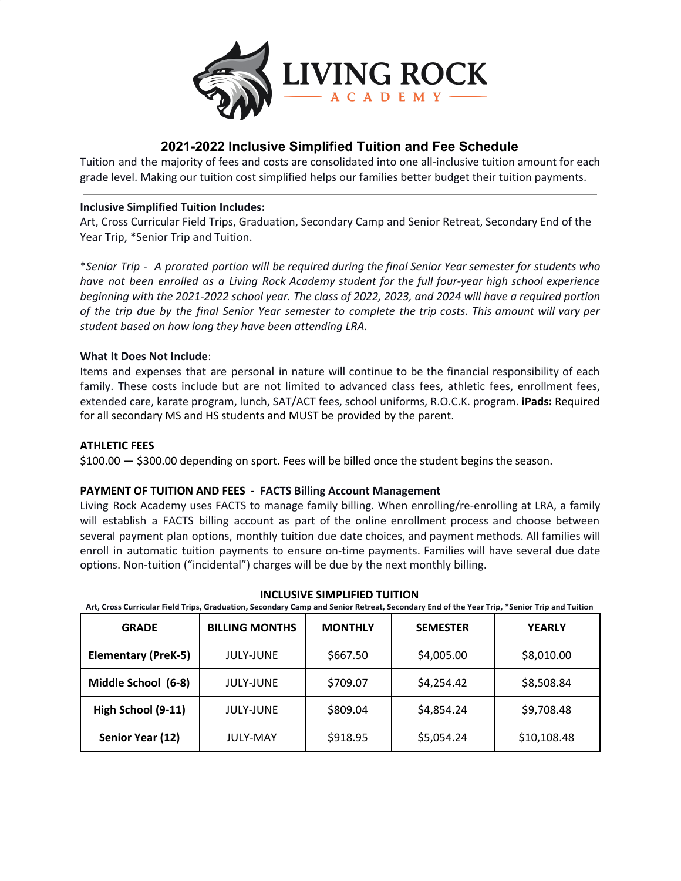# LIVING ROCK ACADEMY

## 2021-2022 Inclusive Simplified Tuition and Fee Schedule

Tuition and the majority of fees and costs are consolidated into one all-inclusive tuition amount for each grade level. Making our tuition cost simplified helps our families better budget their tuition payments.

---

**Inclusive Simplified Tuition Includes:**

Art, Cross Curricular Field Trips, Graduation, Secondary Camp and Senior Retreat, Secondary End of the Year Trip, *Senior Trip and Tuition.

**Senior Trip - A prorated portion will be required during the final Senior Year semester for students who have not been enrolled as a Living Rock Academy student for the full four-year high school experience beginning with the 2021-2022 school year. The class of 2022, 2023, and 2024 will have a required portion of the trip due by the final Senior Year semester to complete the trip costs. This amount will vary per student based on how long they have been attending LRA.*

**What It Does Not Include**:

Items and expenses that are personal in nature will continue to be the financial responsibility of each family. These costs include but are not limited to advanced class fees, athletic fees, enrollment fees, extended care, karate program, lunch, SAT/ACT fees, school uniforms, R.O.C.K. program. **iPads:** Required for all secondary MS and HS students and MUST be provided by the parent.

**ATHLETIC FEES**

$100.00 — $300.00 depending on sport. Fees will be billed once the student begins the season.

**PAYMENT OF TUITION AND FEES - FACTS Billing Account Management**

Living Rock Academy uses FACTS to manage family billing. When enrolling/re-enrolling at LRA, a family will establish a FACTS billing account as part of the online enrollment process and choose between several payment plan options, monthly tuition due date choices, and payment methods. All families will enroll in automatic tuition payments to ensure on-time payments. Families will have several due date options. Non-tuition ("incidental") charges will be due by the next monthly billing.

**INCLUSIVE SIMPLIFIED TUITION**

**Art, Cross Curricular Field Trips, Graduation, Secondary Camp and Senior Retreat, Secondary End of the Year Trip, *Senior Trip and Tuition**

| GRADE | BILLING MONTHS | MONTHLY | SEMESTER | YEARLY |
|---|---|---|---|---|
| **Elementary (PreK-5)** | JULY-JUNE | $667.50 | $4,005.00 | $8,010.00 |
| **Middle School (6-8)** | JULY-JUNE | $709.07 | $4,254.42 | $8,508.84 |
| **High School (9-11)** | JULY-JUNE | $809.04 | $4,854.24 | $9,708.48 |
| **Senior Year (12)** | JULY-MAY | $918.95 | $5,054.24 | $10,108.48 |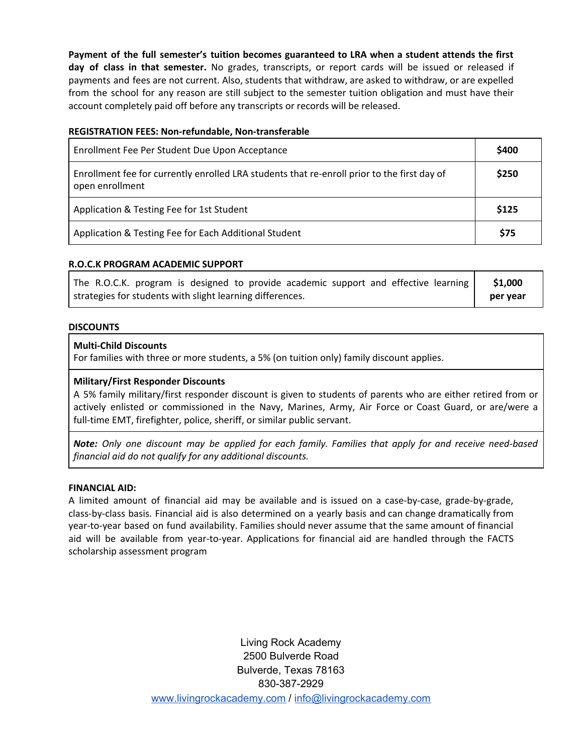**Payment of the full semester's tuition becomes guaranteed to LRA when a student attends the first day of class in that semester.** No grades, transcripts, or report cards will be issued or released if payments and fees are not current. Also, students that withdraw, are asked to withdraw, or are expelled from the school for any reason are still subject to the semester tuition obligation and must have their account completely paid off before any transcripts or records will be released.

**REGISTRATION FEES: Non-refundable, Non-transferable**

| | |
|---|---|
| Enrollment Fee Per Student Due Upon Acceptance | **$400** |
| Enrollment fee for currently enrolled LRA students that re-enroll prior to the first day of open enrollment | **$250** |
| Application & Testing Fee for 1st Student | **$125** |
| Application & Testing Fee for Each Additional Student | **$75** |

**R.O.C.K PROGRAM ACADEMIC SUPPORT**

| | |
|---|---|
| The R.O.C.K. program is designed to provide academic support and effective learning strategies for students with slight learning differences. | **$1,000 per year** |

**DISCOUNTS**

**Multi-Child Discounts**
For families with three or more students, a 5% (on tuition only) family discount applies.

**Military/First Responder Discounts**
A 5% family military/first responder discount is given to students of parents who are either retired from or actively enlisted or commissioned in the Navy, Marines, Army, Air Force or Coast Guard, or are/were a full-time EMT, firefighter, police, sheriff, or similar public servant.

***Note:*** *Only one discount may be applied for each family. Families that apply for and receive need-based financial aid do not qualify for any additional discounts.*

**FINANCIAL AID:**
A limited amount of financial aid may be available and is issued on a case-by-case, grade-by-grade, class-by-class basis. Financial aid is also determined on a yearly basis and can change dramatically from year-to-year based on fund availability. Families should never assume that the same amount of financial aid will be available from year-to-year. Applications for financial aid are handled through the FACTS scholarship assessment program

Living Rock Academy
2500 Bulverde Road
Bulverde, Texas 78163
830-387-2929
www.livingrockacademy.com / info@livingrockacademy.com